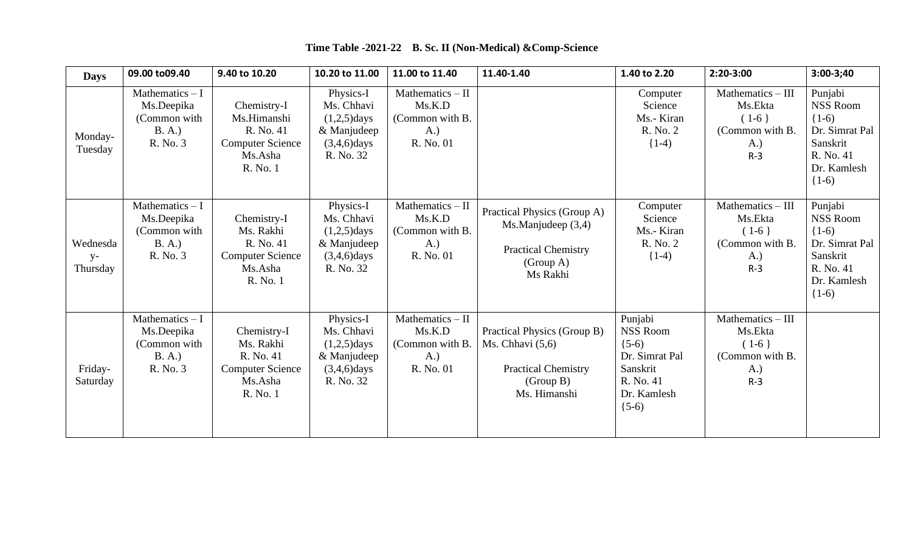**Time Table -2021-22 B. Sc. II (Non-Medical) &Comp-Science**

| Days | 09.00 to09.40 | 9.40 to 10.20 | 10.20 to 11.00 | 11.00 to 11.40 | 11.40-1.40 | 1.40 to 2.20 | 2:20-3:00 | 3:00-3;40 |
|---|---|---|---|---|---|---|---|---|
| Monday-Tuesday | Mathematics – I Ms.Deepika (Common with B. A.) R. No. 3 | Chemistry-I Ms.Himanshi R. No. 41 Computer Science Ms.Asha R. No. 1 | Physics-I Ms. Chhavi (1,2,5)days & Manjudeep (3,4,6)days R. No. 32 | Mathematics – II Ms.K.D (Common with B. A.) R. No. 01 | | Computer Science Ms.- Kiran R. No. 2 {1-4) | Mathematics – III Ms.Ekta ( 1-6 } (Common with B. A.) R-3 | Punjabi NSS Room {1-6) Dr. Simrat Pal Sanskrit R. No. 41 Dr. Kamlesh {1-6) |
| Wednesday-Thursday | Mathematics – I Ms.Deepika (Common with B. A.) R. No. 3 | Chemistry-I Ms. Rakhi R. No. 41 Computer Science Ms.Asha R. No. 1 | Physics-I Ms. Chhavi (1,2,5)days & Manjudeep (3,4,6)days R. No. 32 | Mathematics – II Ms.K.D (Common with B. A.) R. No. 01 | Practical Physics (Group A) Ms.Manjudeep (3,4) Practical Chemistry (Group A) Ms Rakhi | Computer Science Ms.- Kiran R. No. 2 {1-4) | Mathematics – III Ms.Ekta ( 1-6 } (Common with B. A.) R-3 | Punjabi NSS Room {1-6) Dr. Simrat Pal Sanskrit R. No. 41 Dr. Kamlesh {1-6) |
| Friday-Saturday | Mathematics – I Ms.Deepika (Common with B. A.) R. No. 3 | Chemistry-I Ms. Rakhi R. No. 41 Computer Science Ms.Asha R. No. 1 | Physics-I Ms. Chhavi (1,2,5)days & Manjudeep (3,4,6)days R. No. 32 | Mathematics – II Ms.K.D (Common with B. A.) R. No. 01 | Practical Physics (Group B) Ms. Chhavi (5,6) Practical Chemistry (Group B) Ms. Himanshi | Punjabi NSS Room {5-6) Dr. Simrat Pal Sanskrit R. No. 41 Dr. Kamlesh {5-6) | Mathematics – III Ms.Ekta ( 1-6 } (Common with B. A.) R-3 | |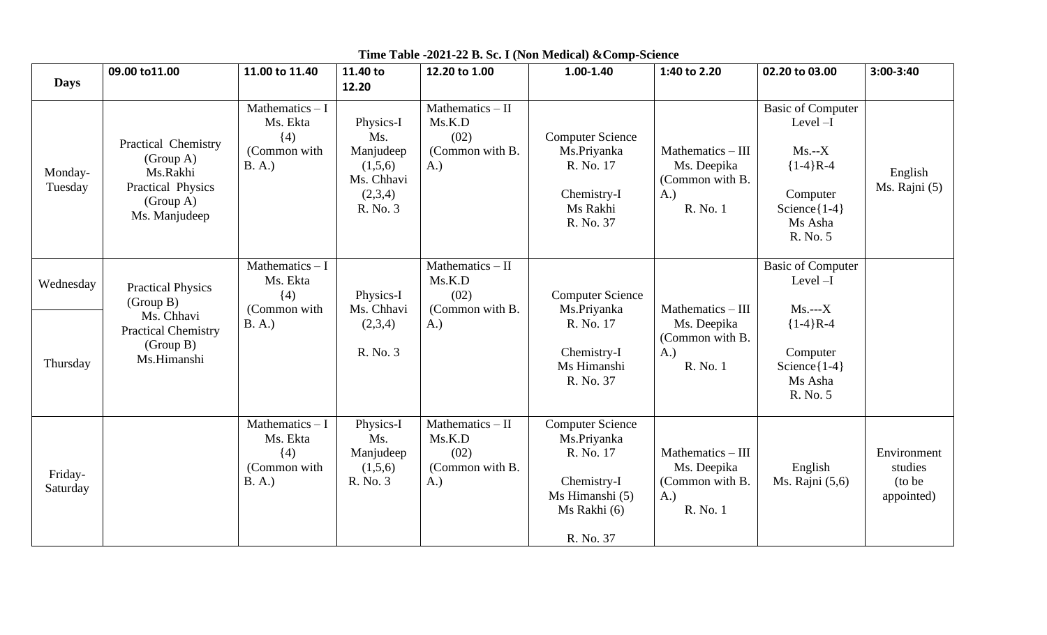**Time Table -2021-22 B. Sc. I (Non Medical) &Comp-Science**

| Days | 09.00 to11.00 | 11.00 to 11.40 | 11.40 to 12.20 | 12.20 to 1.00 | 1.00-1.40 | 1:40 to 2.20 | 02.20 to 03.00 | 3:00-3:40 |
|---|---|---|---|---|---|---|---|---|
| Monday-Tuesday | Practical Chemistry (Group A) Ms.Rakhi Practical Physics (Group A) Ms. Manjudeep | Mathematics – I Ms. Ekta {4) (Common with B. A.) | Physics-I Ms. Manjudeep (1,5,6) Ms. Chhavi (2,3,4) R. No. 3 | Mathematics – II Ms.K.D (02) (Common with B. A.) | Computer Science Ms.Priyanka R. No. 17 Chemistry-I Ms Rakhi R. No. 37 | Mathematics – III Ms. Deepika (Common with B. A.) R. No. 1 | Basic of Computer Level –I Ms.--X {1-4}R-4 Computer Science{1-4} Ms Asha R. No. 5 | English Ms. Rajni (5) |
| Wednesday / Thursday | Practical Physics (Group B) Ms. Chhavi Practical Chemistry (Group B) Ms.Himanshi | Mathematics – I Ms. Ekta {4) (Common with B. A.) | Physics-I Ms. Chhavi (2,3,4) R. No. 3 | Mathematics – II Ms.K.D (02) (Common with B. A.) | Computer Science Ms.Priyanka R. No. 17 Chemistry-I Ms Himanshi R. No. 37 | Mathematics – III Ms. Deepika (Common with B. A.) R. No. 1 | Basic of Computer Level –I Ms.---X {1-4}R-4 Computer Science{1-4} Ms Asha R. No. 5 | |
| Friday-Saturday | | Mathematics – I Ms. Ekta {4) (Common with B. A.) | Physics-I Ms. Manjudeep (1,5,6) R. No. 3 | Mathematics – II Ms.K.D (02) (Common with B. A.) | Computer Science Ms.Priyanka R. No. 17 Chemistry-I Ms Himanshi (5) Ms Rakhi (6) R. No. 37 | Mathematics – III Ms. Deepika (Common with B. A.) R. No. 1 | English Ms. Rajni (5,6) | Environment studies (to be appointed) |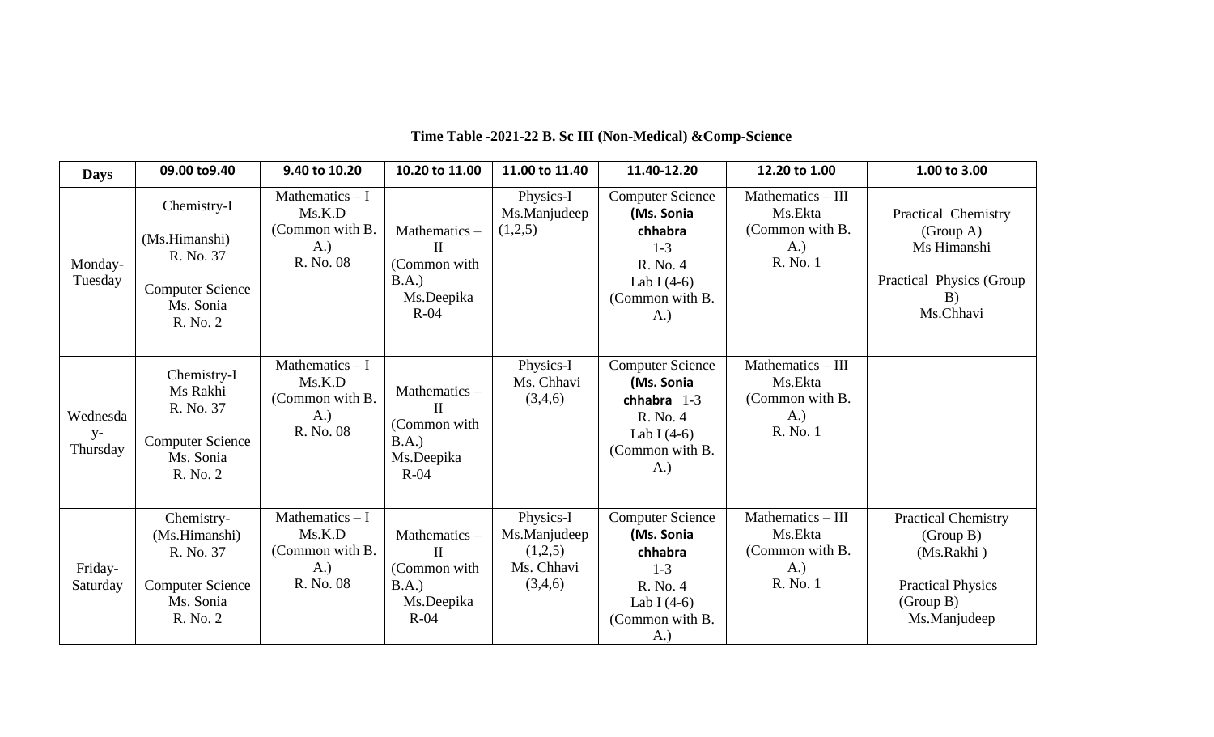**Time Table -2021-22 B. Sc III (Non-Medical) &Comp-Science**

| Days | 09.00 to9.40 | 9.40 to 10.20 | 10.20 to 11.00 | 11.00 to 11.40 | 11.40-12.20 | 12.20 to 1.00 | 1.00 to 3.00 |
|---|---|---|---|---|---|---|---|
| Monday-Tuesday | Chemistry-I (Ms.Himanshi) R. No. 37 Computer Science Ms. Sonia R. No. 2 | Mathematics – I Ms.K.D (Common with B. A.) R. No. 08 | Mathematics – II (Common with B.A.) Ms.Deepika R-04 | Physics-I Ms.Manjudeep (1,2,5) | Computer Science **(Ms. Sonia chhabra** 1-3 R. No. 4 Lab I (4-6) (Common with B. A.) | Mathematics – III Ms.Ekta (Common with B. A.) R. No. 1 | Practical Chemistry (Group A) Ms Himanshi Practical Physics (Group B) Ms.Chhavi |
| Wednesday-Thursday | Chemistry-I Ms Rakhi R. No. 37 Computer Science Ms. Sonia R. No. 2 | Mathematics – I Ms.K.D (Common with B. A.) R. No. 08 | Mathematics – II (Common with B.A.) Ms.Deepika R-04 | Physics-I Ms. Chhavi (3,4,6) | Computer Science **(Ms. Sonia chhabra** 1-3 R. No. 4 Lab I (4-6) (Common with B. A.) | Mathematics – III Ms.Ekta (Common with B. A.) R. No. 1 | |
| Friday-Saturday | Chemistry- (Ms.Himanshi) R. No. 37 Computer Science Ms. Sonia R. No. 2 | Mathematics – I Ms.K.D (Common with B. A.) R. No. 08 | Mathematics – II (Common with B.A.) Ms.Deepika R-04 | Physics-I Ms.Manjudeep (1,2,5) Ms. Chhavi (3,4,6) | Computer Science **(Ms. Sonia chhabra** 1-3 R. No. 4 Lab I (4-6) (Common with B. A.) | Mathematics – III Ms.Ekta (Common with B. A.) R. No. 1 | Practical Chemistry (Group B) (Ms.Rakhi ) Practical Physics (Group B) Ms.Manjudeep |